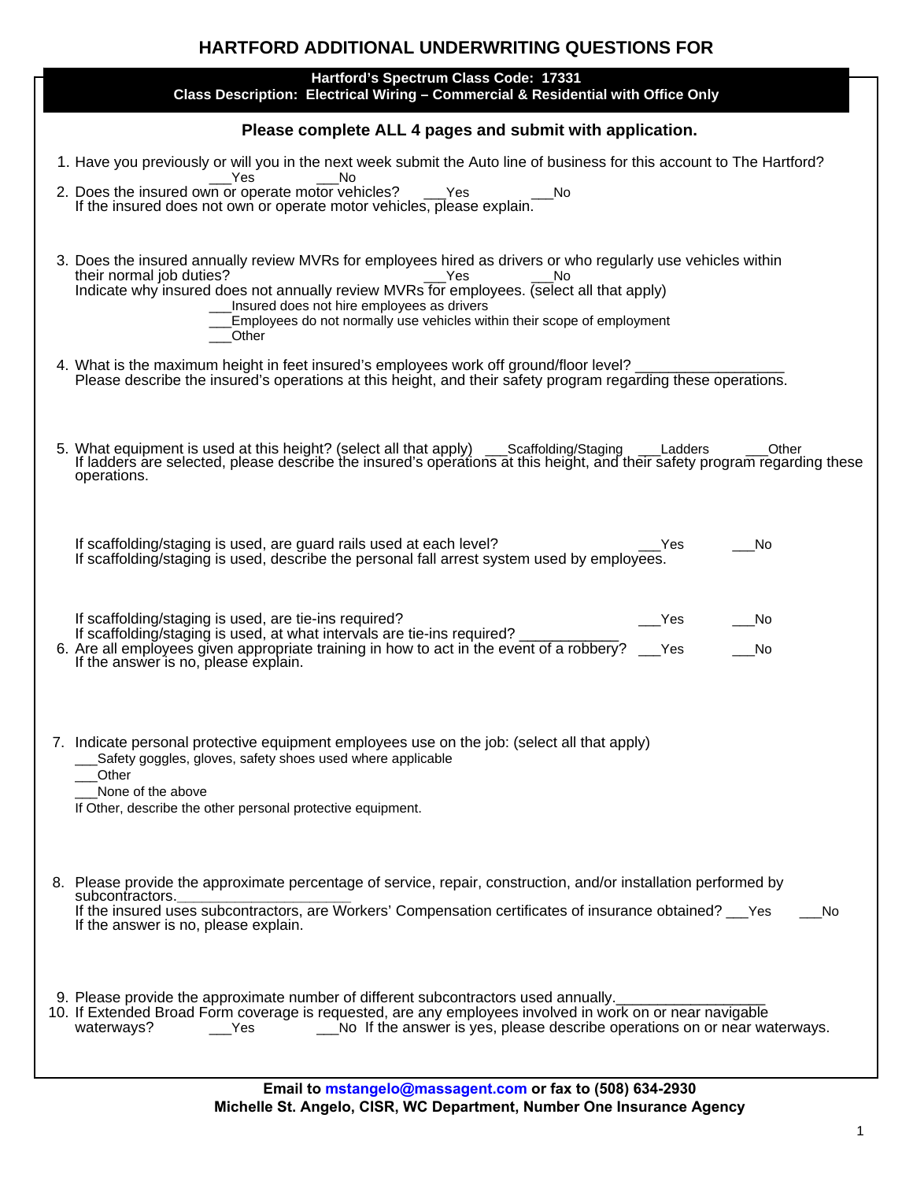# HARTFORD ADDITIONAL UNDERWRITING QUESTIONS FOR

**Hartford's Spectrum Class Code: 17331**
**Class Description: Electrical Wiring – Commercial & Residential with Office Only**

**Please complete ALL 4 pages and submit with application.**

1. Have you previously or will you in the next week submit the Auto line of business for this account to The Hartford? ___Yes ___No
2. Does the insured own or operate motor vehicles? ___Yes ___No
   If the insured does not own or operate motor vehicles, please explain.

3. Does the insured annually review MVRs for employees hired as drivers or who regularly use vehicles within their normal job duties? ___Yes ___No
   Indicate why insured does not annually review MVRs for employees. (select all that apply)
   ___Insured does not hire employees as drivers
   ___Employees do not normally use vehicles within their scope of employment
   ___Other

4. What is the maximum height in feet insured's employees work off ground/floor level? __________________
   Please describe the insured's operations at this height, and their safety program regarding these operations.

5. What equipment is used at this height? (select all that apply) ___Scaffolding/Staging ___Ladders ___Other
   If ladders are selected, please describe the insured's operations at this height, and their safety program regarding these operations.

   If scaffolding/staging is used, are guard rails used at each level? ___Yes ___No
   If scaffolding/staging is used, describe the personal fall arrest system used by employees.

   If scaffolding/staging is used, are tie-ins required? ___Yes ___No
   If scaffolding/staging is used, at what intervals are tie-ins required? ____________
6. Are all employees given appropriate training in how to act in the event of a robbery? ___Yes ___No
   If the answer is no, please explain.

7. Indicate personal protective equipment employees use on the job: (select all that apply)
   ___Safety goggles, gloves, safety shoes used where applicable
   ___Other
   ___None of the above
   If Other, describe the other personal protective equipment.

8. Please provide the approximate percentage of service, repair, construction, and/or installation performed by subcontractors.______________________
   If the insured uses subcontractors, are Workers' Compensation certificates of insurance obtained? ___Yes ___No
   If the answer is no, please explain.

9. Please provide the approximate number of different subcontractors used annually.__________________
10. If Extended Broad Form coverage is requested, are any employees involved in work on or near navigable waterways? ___Yes ___No If the answer is yes, please describe operations on or near waterways.

**Email to mstangelo@massagent.com or fax to (508) 634-2930**
**Michelle St. Angelo, CISR, WC Department, Number One Insurance Agency**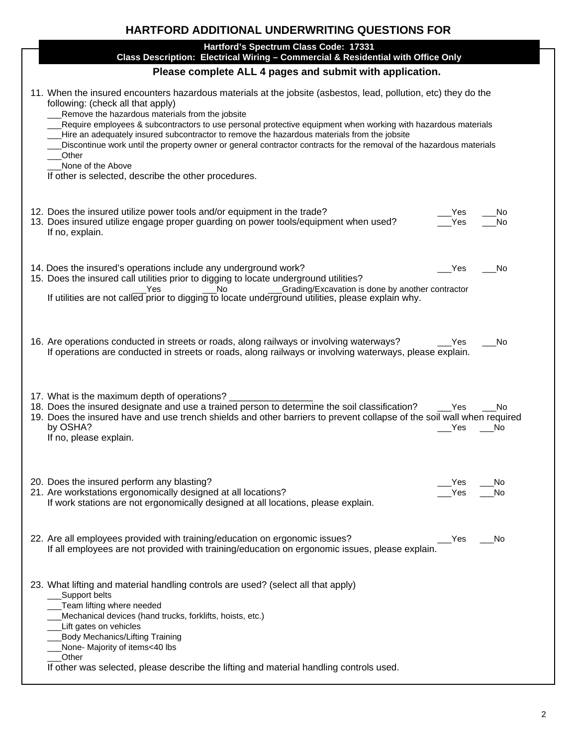## HARTFORD ADDITIONAL UNDERWRITING QUESTIONS FOR

**Hartford's Spectrum Class Code: 17331**
**Class Description: Electrical Wiring – Commercial & Residential with Office Only**

**Please complete ALL 4 pages and submit with application.**

11. When the insured encounters hazardous materials at the jobsite (asbestos, lead, pollution, etc) they do the following: (check all that apply)
    ___Remove the hazardous materials from the jobsite
    ___Require employees & subcontractors to use personal protective equipment when working with hazardous materials
    ___Hire an adequately insured subcontractor to remove the hazardous materials from the jobsite
    ___Discontinue work until the property owner or general contractor contracts for the removal of the hazardous materials
    ___Other
    ___None of the Above
    If other is selected, describe the other procedures.

12. Does the insured utilize power tools and/or equipment in the trade? ___Yes ___No
13. Does insured utilize engage proper guarding on power tools/equipment when used? ___Yes ___No
    If no, explain.

14. Does the insured's operations include any underground work? ___Yes ___No
15. Does the insured call utilities prior to digging to locate underground utilities?
    ___Yes ___No ___Grading/Excavation is done by another contractor
    If utilities are not called prior to digging to locate underground utilities, please explain why.

16. Are operations conducted in streets or roads, along railways or involving waterways? ___Yes ___No
    If operations are conducted in streets or roads, along railways or involving waterways, please explain.

17. What is the maximum depth of operations? ________________
18. Does the insured designate and use a trained person to determine the soil classification? ___Yes ___No
19. Does the insured have and use trench shields and other barriers to prevent collapse of the soil wall when required by OSHA? ___Yes ___No
    If no, please explain.

20. Does the insured perform any blasting? ___Yes ___No
21. Are workstations ergonomically designed at all locations? ___Yes ___No
    If work stations are not ergonomically designed at all locations, please explain.

22. Are all employees provided with training/education on ergonomic issues? ___Yes ___No
    If all employees are not provided with training/education on ergonomic issues, please explain.

23. What lifting and material handling controls are used? (select all that apply)
    ___Support belts
    ___Team lifting where needed
    ___Mechanical devices (hand trucks, forklifts, hoists, etc.)
    ___Lift gates on vehicles
    ___Body Mechanics/Lifting Training
    ___None- Majority of items<40 lbs
    ___Other
    If other was selected, please describe the lifting and material handling controls used.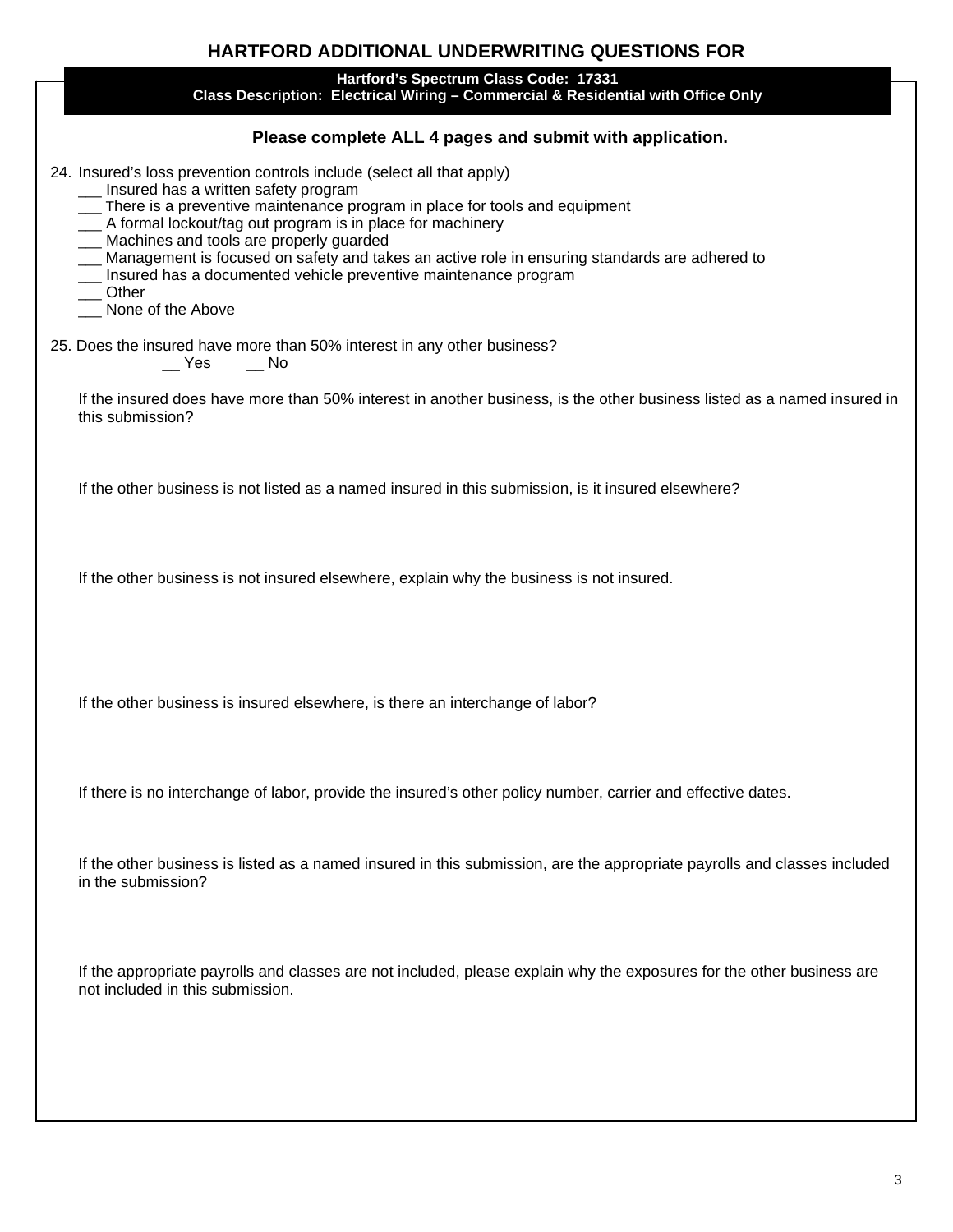## HARTFORD ADDITIONAL UNDERWRITING QUESTIONS FOR

**Hartford's Spectrum Class Code: 17331**
**Class Description: Electrical Wiring – Commercial & Residential with Office Only**

**Please complete ALL 4 pages and submit with application.**

24. Insured's loss prevention controls include (select all that apply)
    ___ Insured has a written safety program
    ___ There is a preventive maintenance program in place for tools and equipment
    ___ A formal lockout/tag out program is in place for machinery
    ___ Machines and tools are properly guarded
    ___ Management is focused on safety and takes an active role in ensuring standards are adhered to
    ___ Insured has a documented vehicle preventive maintenance program
    ___ Other
    ___ None of the Above

25. Does the insured have more than 50% interest in any other business?
    __ Yes  __ No

    If the insured does have more than 50% interest in another business, is the other business listed as a named insured in this submission?

    If the other business is not listed as a named insured in this submission, is it insured elsewhere?

    If the other business is not insured elsewhere, explain why the business is not insured.

    If the other business is insured elsewhere, is there an interchange of labor?

    If there is no interchange of labor, provide the insured's other policy number, carrier and effective dates.

    If the other business is listed as a named insured in this submission, are the appropriate payrolls and classes included in the submission?

    If the appropriate payrolls and classes are not included, please explain why the exposures for the other business are not included in this submission.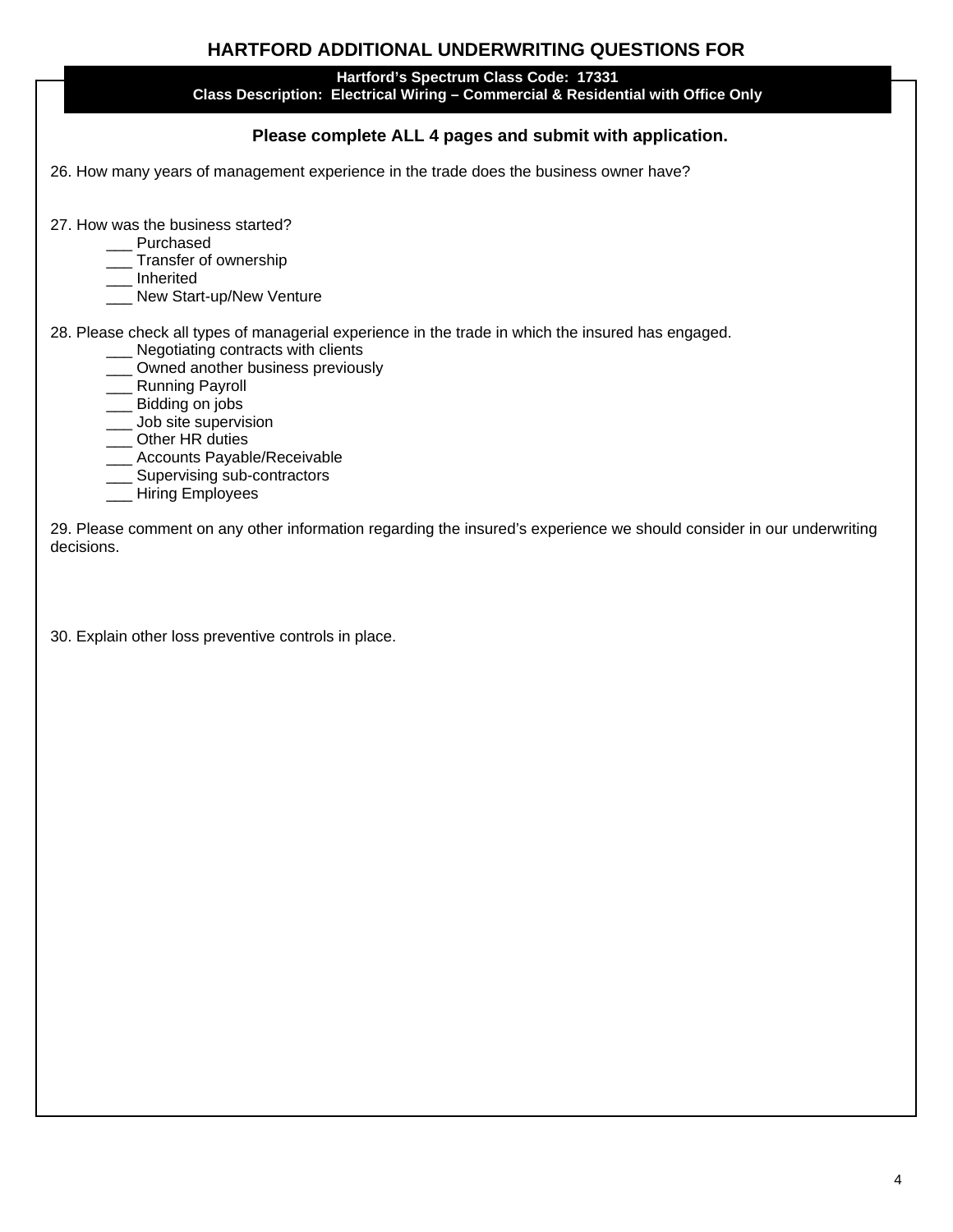# HARTFORD ADDITIONAL UNDERWRITING QUESTIONS FOR

**Hartford's Spectrum Class Code: 17331**
**Class Description: Electrical Wiring – Commercial & Residential with Office Only**

**Please complete ALL 4 pages and submit with application.**

26. How many years of management experience in the trade does the business owner have?

27. How was the business started?
    - ___ Purchased
    - ___ Transfer of ownership
    - ___ Inherited
    - ___ New Start-up/New Venture

28. Please check all types of managerial experience in the trade in which the insured has engaged.
    - ___ Negotiating contracts with clients
    - ___ Owned another business previously
    - ___ Running Payroll
    - ___ Bidding on jobs
    - ___ Job site supervision
    - ___ Other HR duties
    - ___ Accounts Payable/Receivable
    - ___ Supervising sub-contractors
    - ___ Hiring Employees

29. Please comment on any other information regarding the insured's experience we should consider in our underwriting decisions.

30. Explain other loss preventive controls in place.